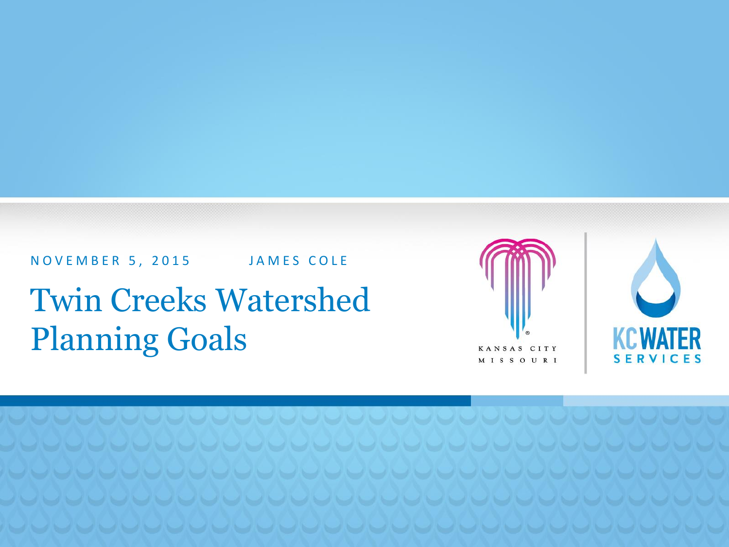NOVEMBER 5, 2015 JAMES COLE

# Twin Creeks Watershed Planning Goals

KANSAS CITY MISSOURI

KC WATER SERVICES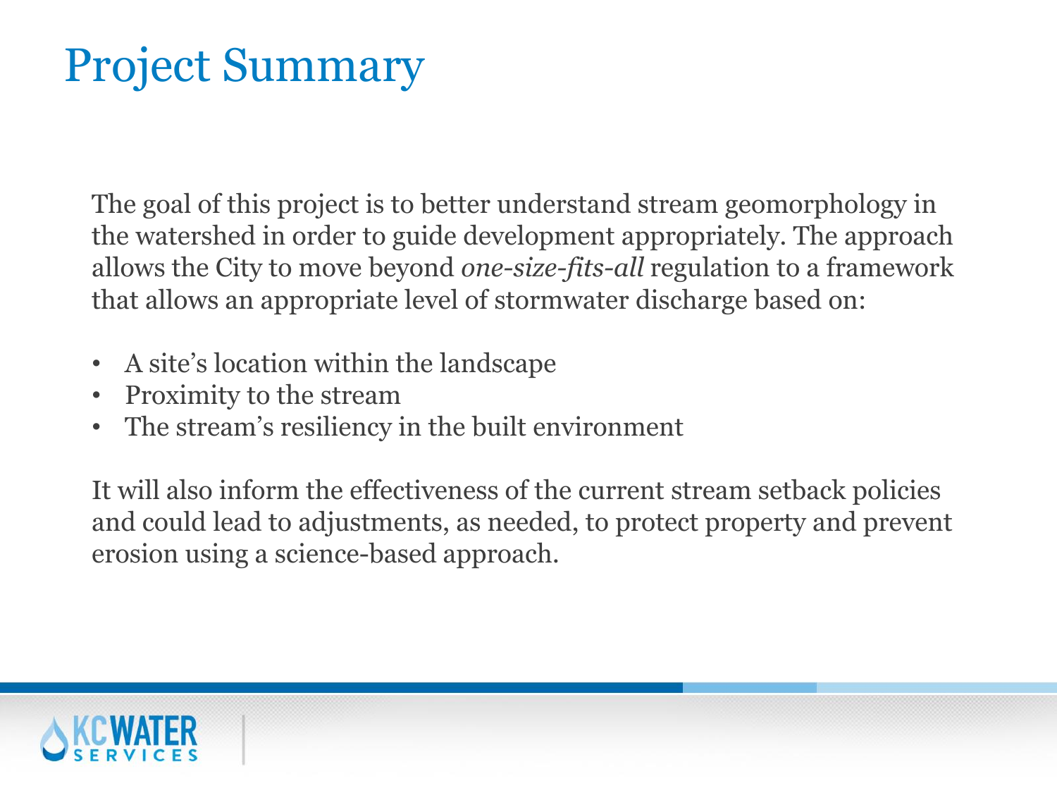# Project Summary

The goal of this project is to better understand stream geomorphology in the watershed in order to guide development appropriately. The approach allows the City to move beyond *one-size-fits-all* regulation to a framework that allows an appropriate level of stormwater discharge based on:

- A site's location within the landscape
- Proximity to the stream
- The stream's resiliency in the built environment

It will also inform the effectiveness of the current stream setback policies and could lead to adjustments, as needed, to protect property and prevent erosion using a science-based approach.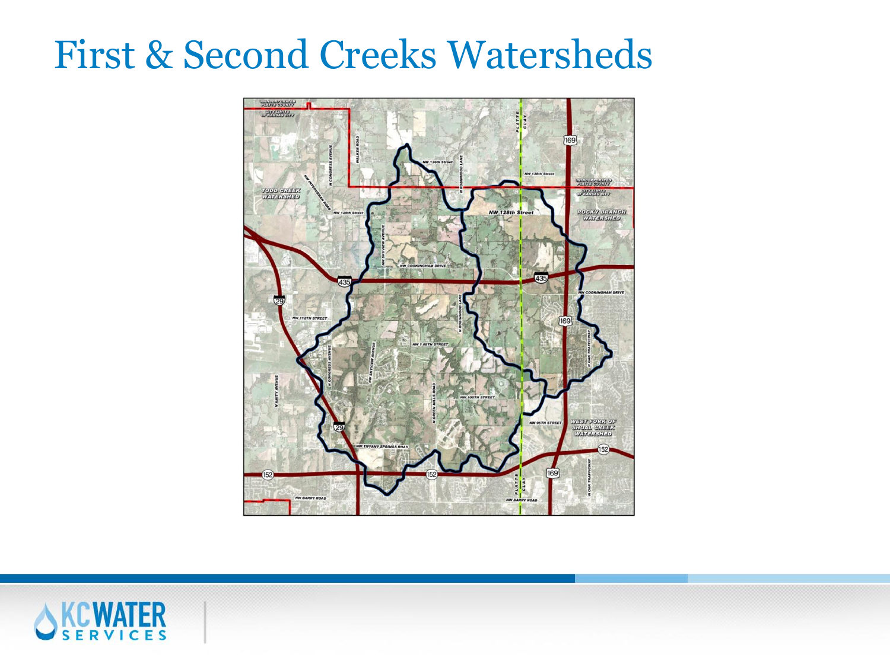# First & Second Creeks Watersheds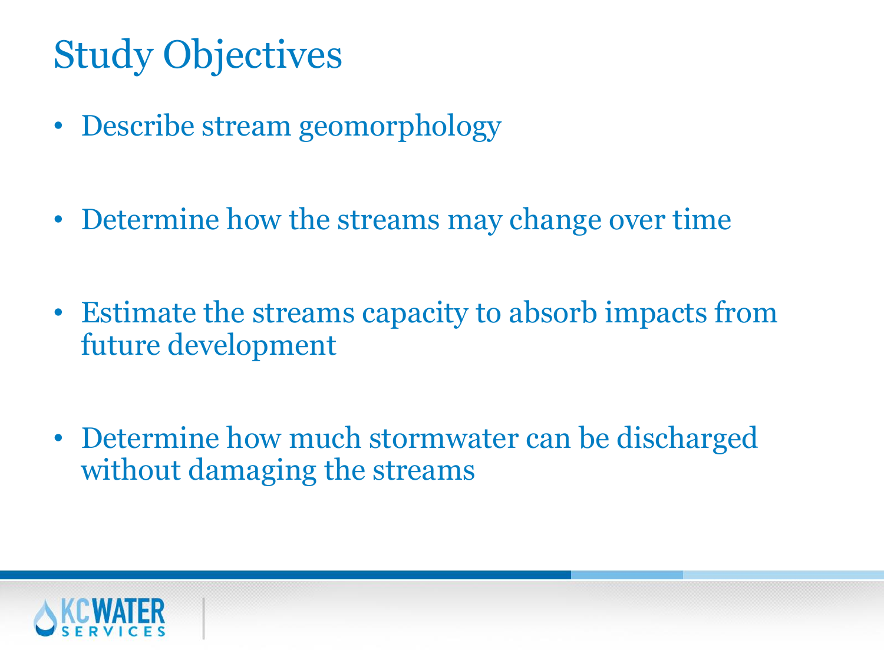# Study Objectives

- Describe stream geomorphology
- Determine how the streams may change over time
- Estimate the streams capacity to absorb impacts from future development
- Determine how much stormwater can be discharged without damaging the streams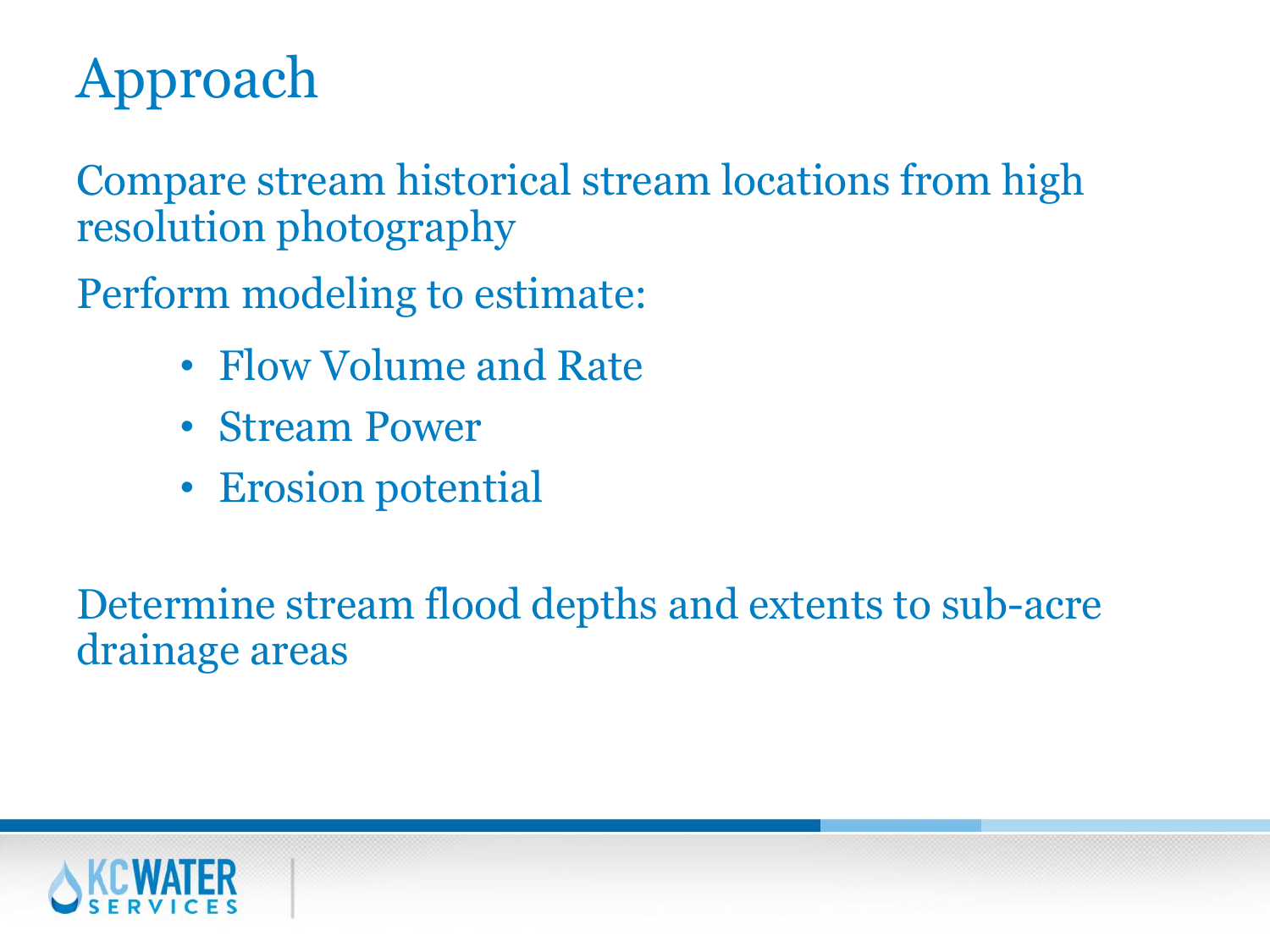# Approach

Compare stream historical stream locations from high resolution photography

Perform modeling to estimate:

- Flow Volume and Rate
- Stream Power
- Erosion potential

Determine stream flood depths and extents to sub-acre drainage areas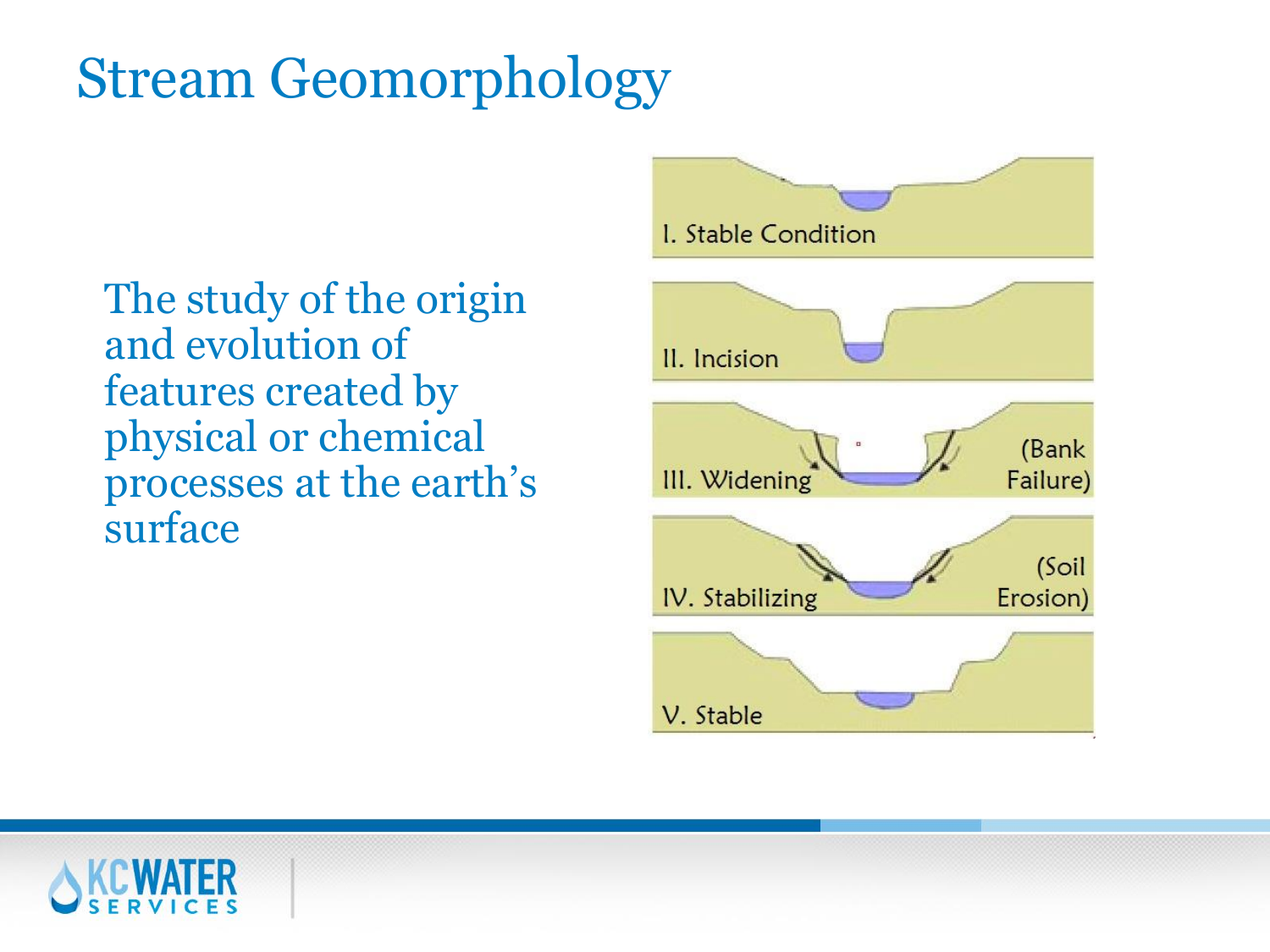# Stream Geomorphology

The study of the origin and evolution of features created by physical or chemical processes at the earth's surface

I. Stable Condition

II. Incision

III. Widening (Bank Failure)

IV. Stabilizing (Soil Erosion)

V. Stable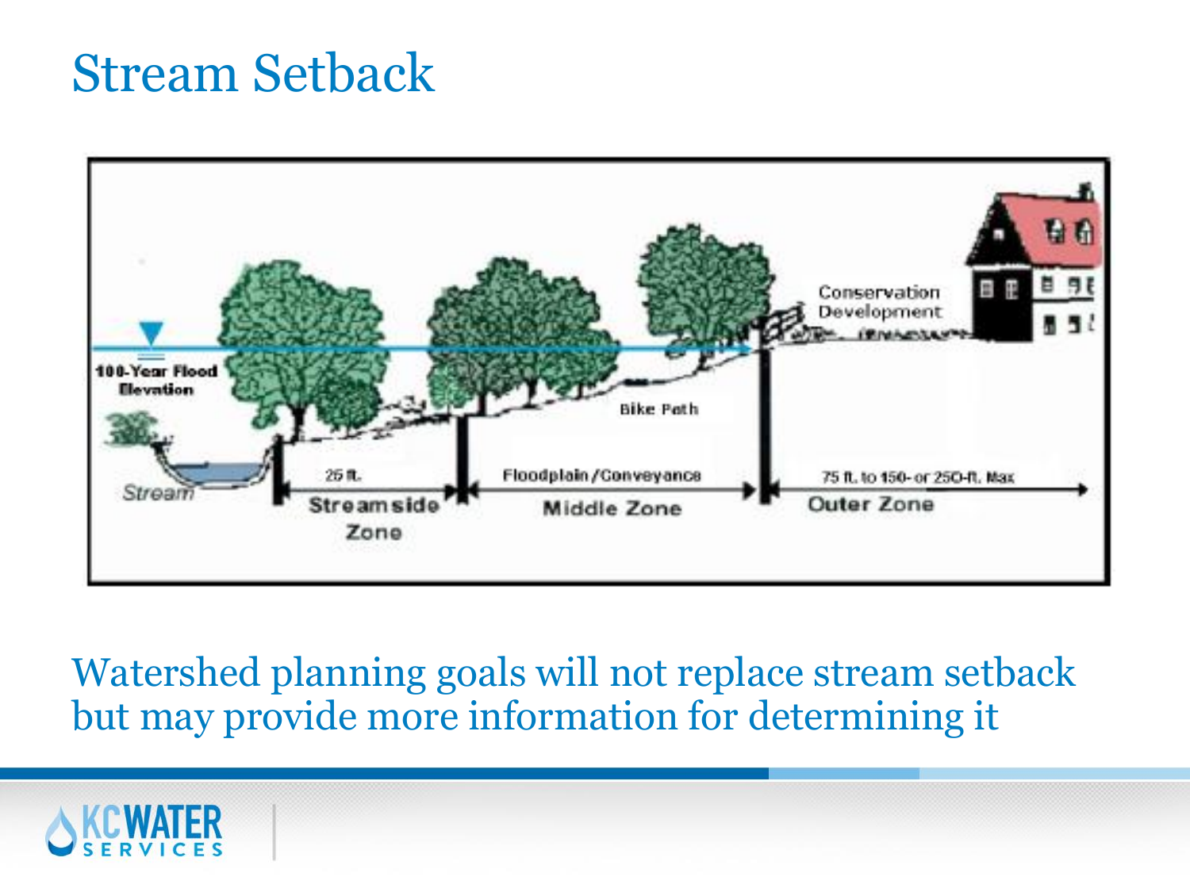# Stream Setback

100-Year Flood Elevation

Stream

25 ft.

Streamside Zone

Bike Path

Floodplain /Conveyance

Middle Zone

Conservation Development

75 ft. to 150- or 250-ft. Max

Outer Zone

Watershed planning goals will not replace stream setback but may provide more information for determining it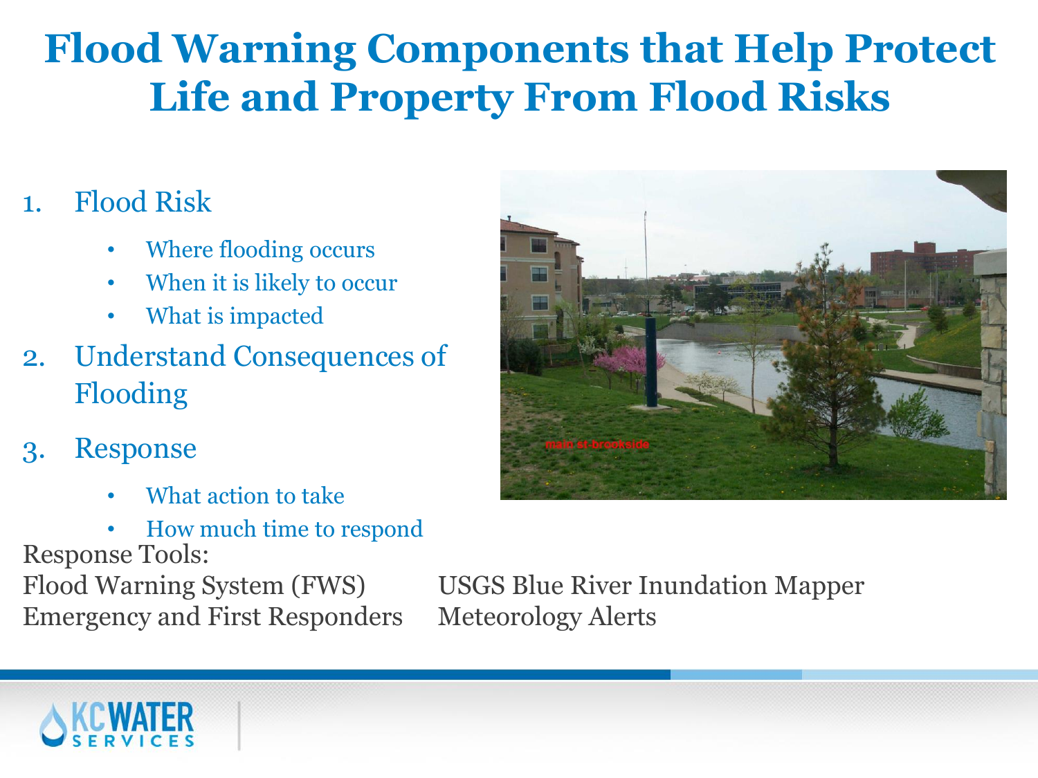# Flood Warning Components that Help Protect Life and Property From Flood Risks

1. Flood Risk
    - Where flooding occurs
    - When it is likely to occur
    - What is impacted
2. Understand Consequences of Flooding
3. Response
    - What action to take
    - How much time to respond

Response Tools:

Flood Warning System (FWS)
Emergency and First Responders
USGS Blue River Inundation Mapper
Meteorology Alerts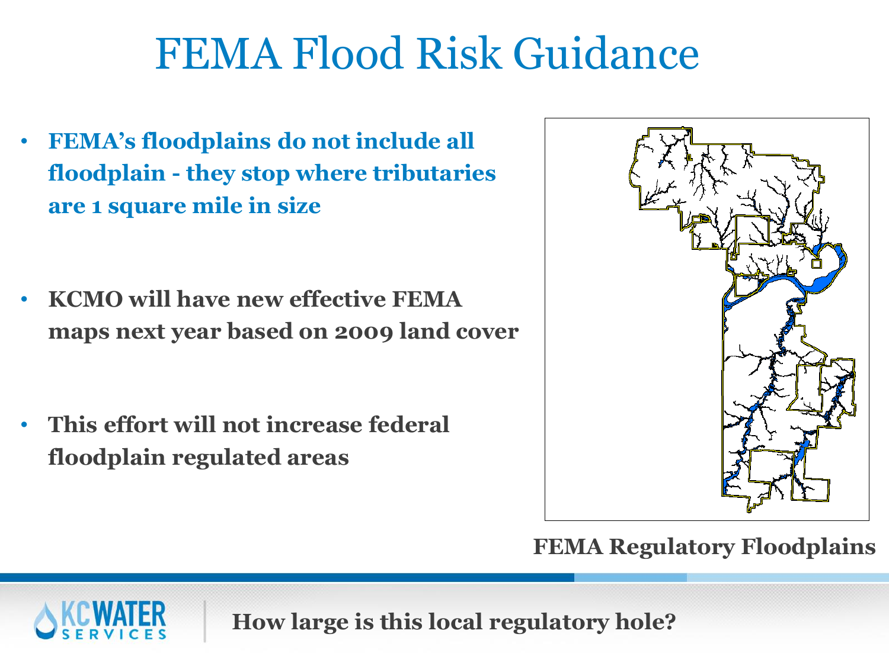# FEMA Flood Risk Guidance

- **FEMA's floodplains do not include all floodplain - they stop where tributaries are 1 square mile in size**
- **KCMO will have new effective FEMA maps next year based on 2009 land cover**
- **This effort will not increase federal floodplain regulated areas**

**FEMA Regulatory Floodplains**

**How large is this local regulatory hole?**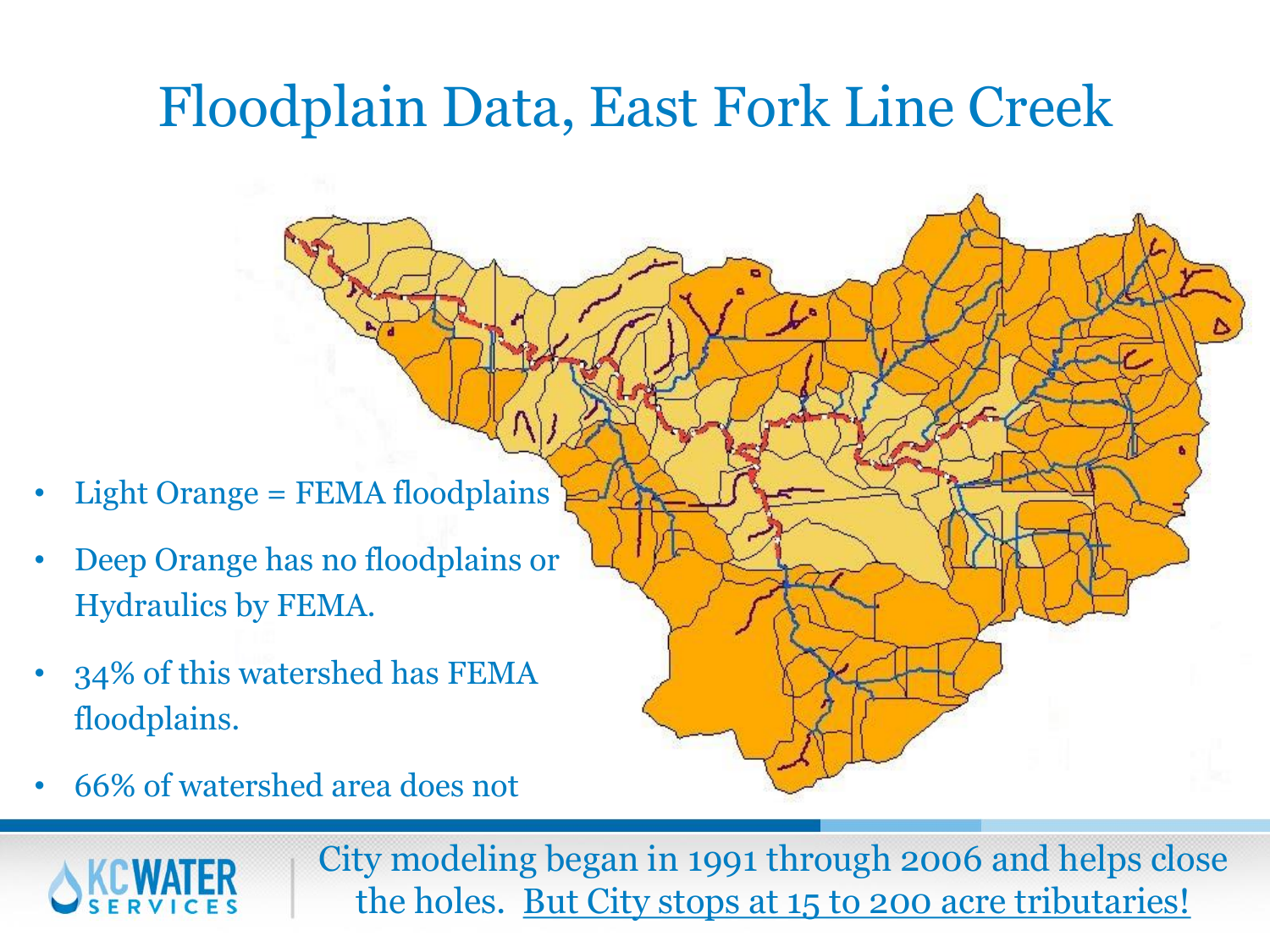# Floodplain Data, East Fork Line Creek

- Light Orange = FEMA floodplains
- Deep Orange has no floodplains or Hydraulics by FEMA.
- 34% of this watershed has FEMA floodplains.
- 66% of watershed area does not

City modeling began in 1991 through 2006 and helps close the holes. But City stops at 15 to 200 acre tributaries!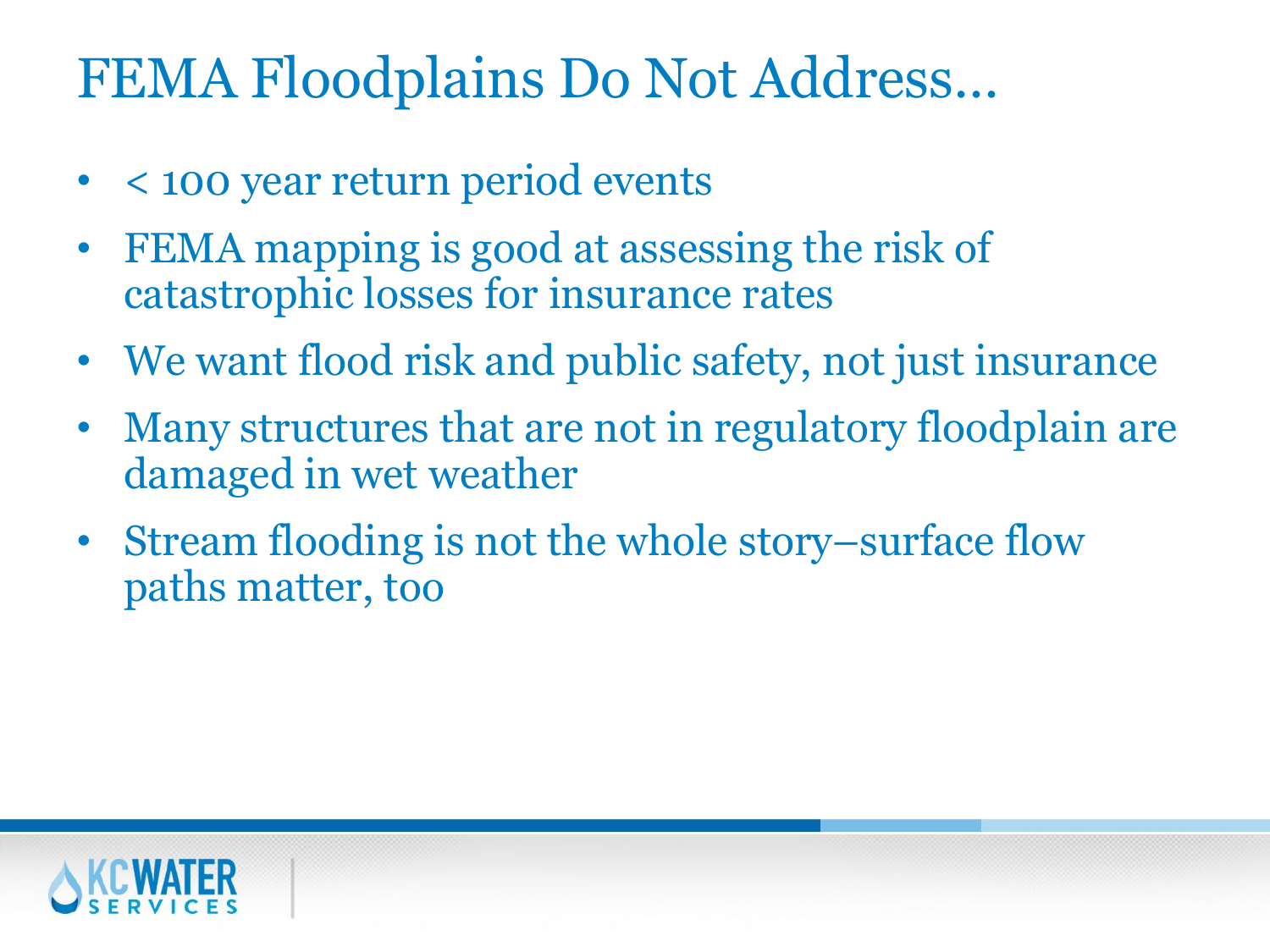# FEMA Floodplains Do Not Address…

- < 100 year return period events
- FEMA mapping is good at assessing the risk of catastrophic losses for insurance rates
- We want flood risk and public safety, not just insurance
- Many structures that are not in regulatory floodplain are damaged in wet weather
- Stream flooding is not the whole story–surface flow paths matter, too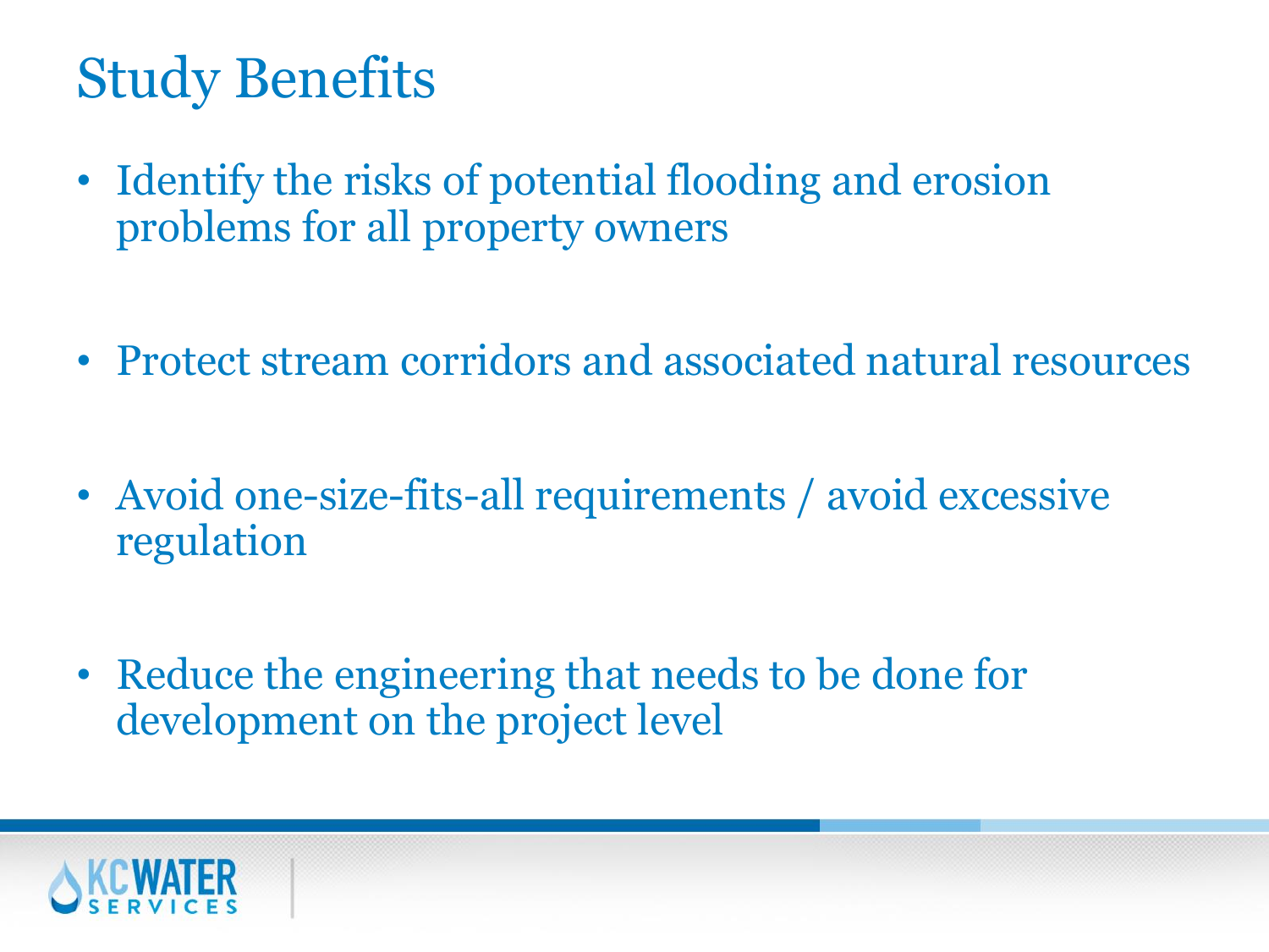# Study Benefits

- Identify the risks of potential flooding and erosion problems for all property owners
- Protect stream corridors and associated natural resources
- Avoid one-size-fits-all requirements / avoid excessive regulation
- Reduce the engineering that needs to be done for development on the project level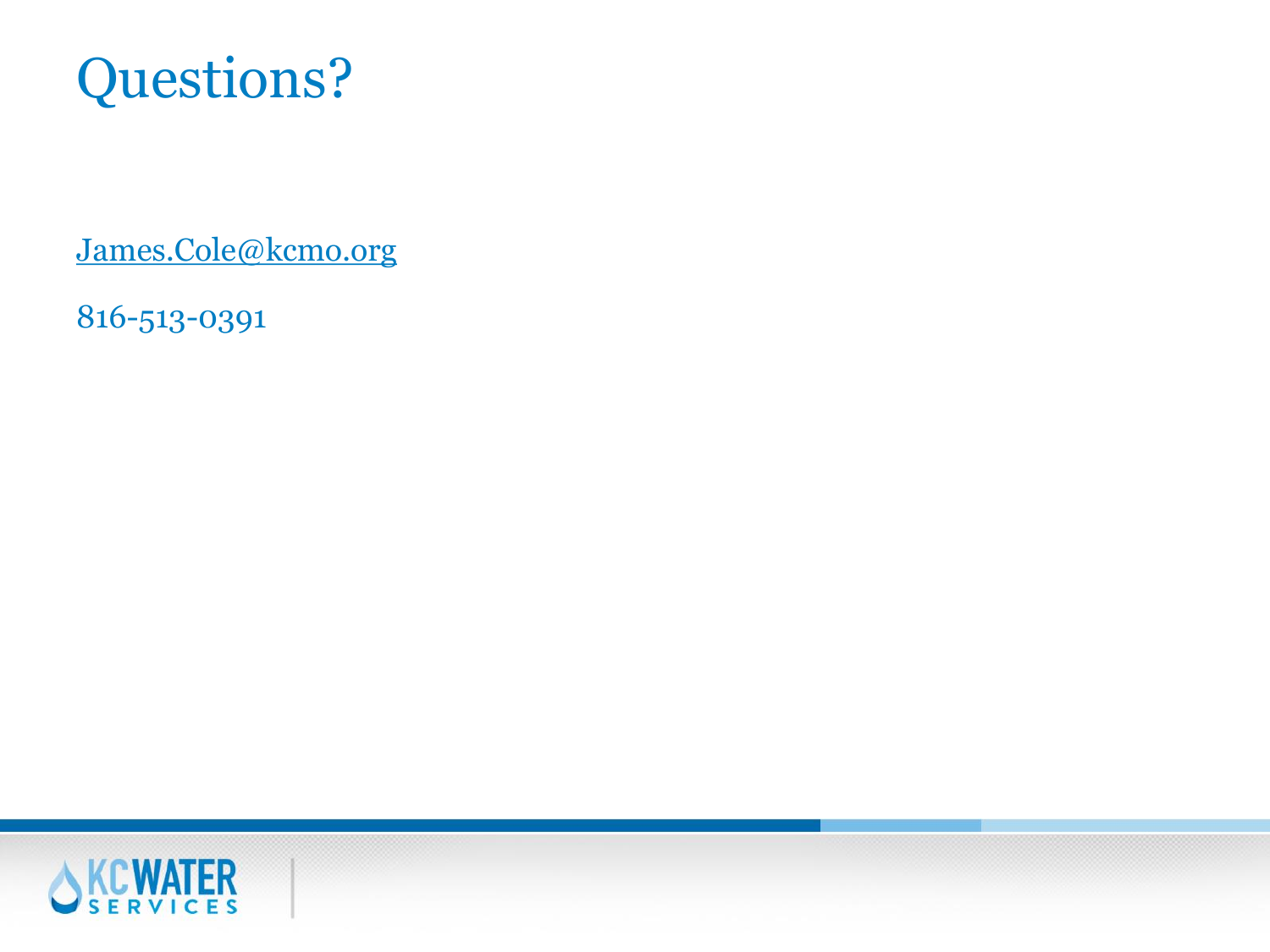# Questions?

James.Cole@kcmo.org

816-513-0391